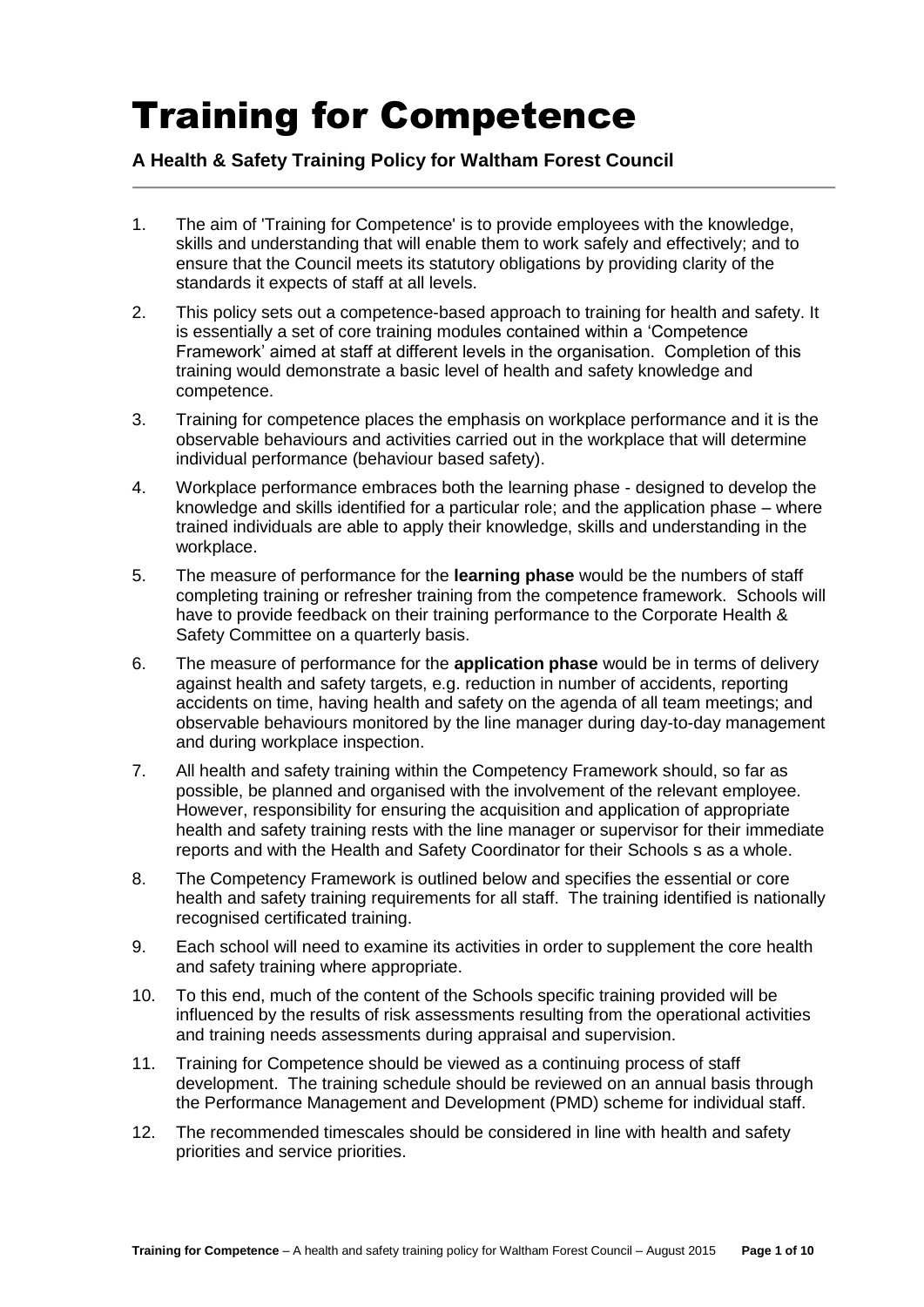# Training for Competence

**A Health & Safety Training Policy for Waltham Forest Council**

---

1. The aim of 'Training for Competence' is to provide employees with the knowledge, skills and understanding that will enable them to work safely and effectively; and to ensure that the Council meets its statutory obligations by providing clarity of the standards it expects of staff at all levels.
2. This policy sets out a competence-based approach to training for health and safety. It is essentially a set of core training modules contained within a 'Competence Framework' aimed at staff at different levels in the organisation. Completion of this training would demonstrate a basic level of health and safety knowledge and competence.
3. Training for competence places the emphasis on workplace performance and it is the observable behaviours and activities carried out in the workplace that will determine individual performance (behaviour based safety).
4. Workplace performance embraces both the learning phase - designed to develop the knowledge and skills identified for a particular role; and the application phase – where trained individuals are able to apply their knowledge, skills and understanding in the workplace.
5. The measure of performance for the **learning phase** would be the numbers of staff completing training or refresher training from the competence framework. Schools will have to provide feedback on their training performance to the Corporate Health & Safety Committee on a quarterly basis.
6. The measure of performance for the **application phase** would be in terms of delivery against health and safety targets, e.g. reduction in number of accidents, reporting accidents on time, having health and safety on the agenda of all team meetings; and observable behaviours monitored by the line manager during day-to-day management and during workplace inspection.
7. All health and safety training within the Competency Framework should, so far as possible, be planned and organised with the involvement of the relevant employee. However, responsibility for ensuring the acquisition and application of appropriate health and safety training rests with the line manager or supervisor for their immediate reports and with the Health and Safety Coordinator for their Schools s as a whole.
8. The Competency Framework is outlined below and specifies the essential or core health and safety training requirements for all staff. The training identified is nationally recognised certificated training.
9. Each school will need to examine its activities in order to supplement the core health and safety training where appropriate.
10. To this end, much of the content of the Schools specific training provided will be influenced by the results of risk assessments resulting from the operational activities and training needs assessments during appraisal and supervision.
11. Training for Competence should be viewed as a continuing process of staff development. The training schedule should be reviewed on an annual basis through the Performance Management and Development (PMD) scheme for individual staff.
12. The recommended timescales should be considered in line with health and safety priorities and service priorities.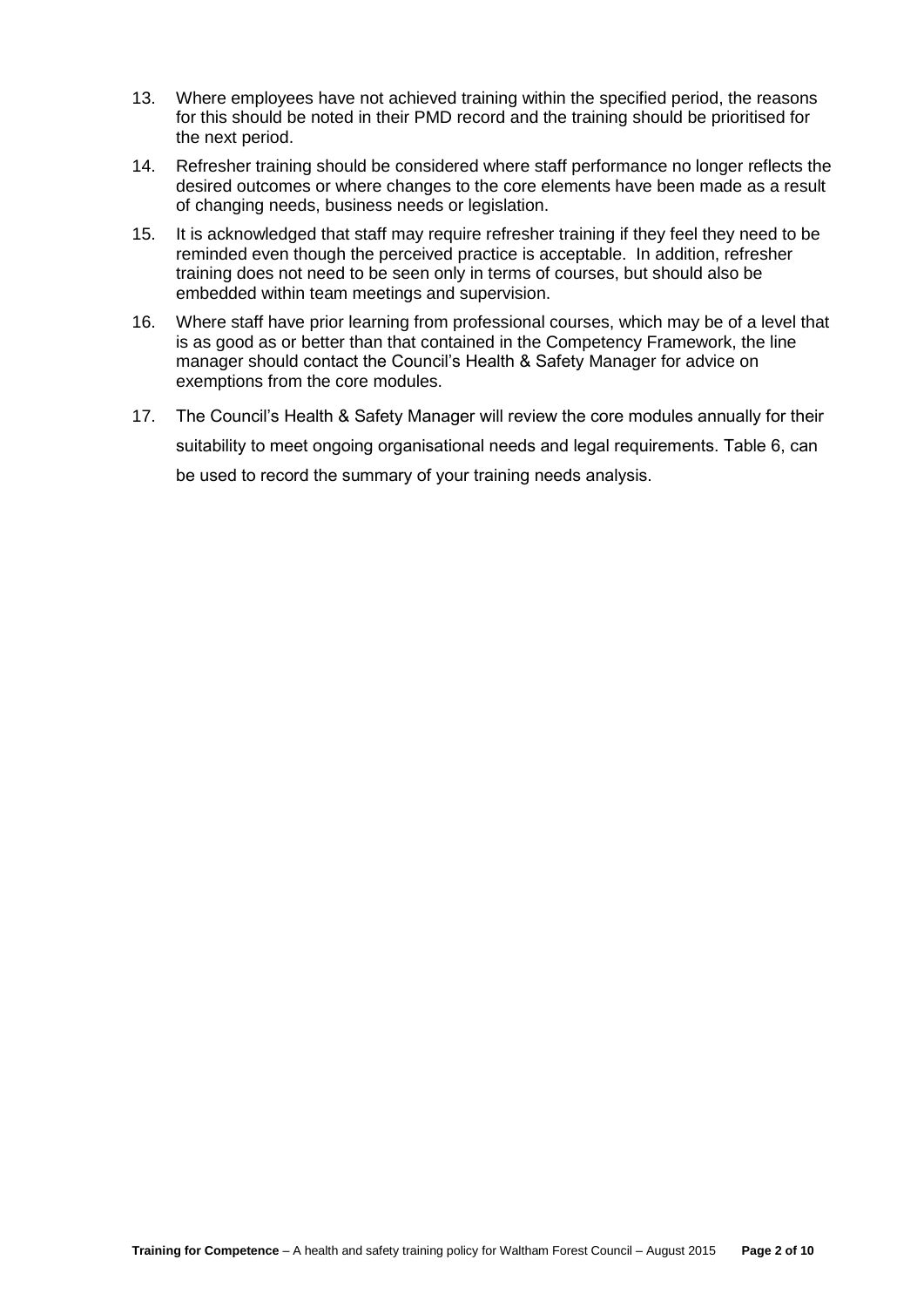13. Where employees have not achieved training within the specified period, the reasons for this should be noted in their PMD record and the training should be prioritised for the next period.

14. Refresher training should be considered where staff performance no longer reflects the desired outcomes or where changes to the core elements have been made as a result of changing needs, business needs or legislation.

15. It is acknowledged that staff may require refresher training if they feel they need to be reminded even though the perceived practice is acceptable. In addition, refresher training does not need to be seen only in terms of courses, but should also be embedded within team meetings and supervision.

16. Where staff have prior learning from professional courses, which may be of a level that is as good as or better than that contained in the Competency Framework, the line manager should contact the Council's Health & Safety Manager for advice on exemptions from the core modules.

17. The Council's Health & Safety Manager will review the core modules annually for their suitability to meet ongoing organisational needs and legal requirements. Table 6, can be used to record the summary of your training needs analysis.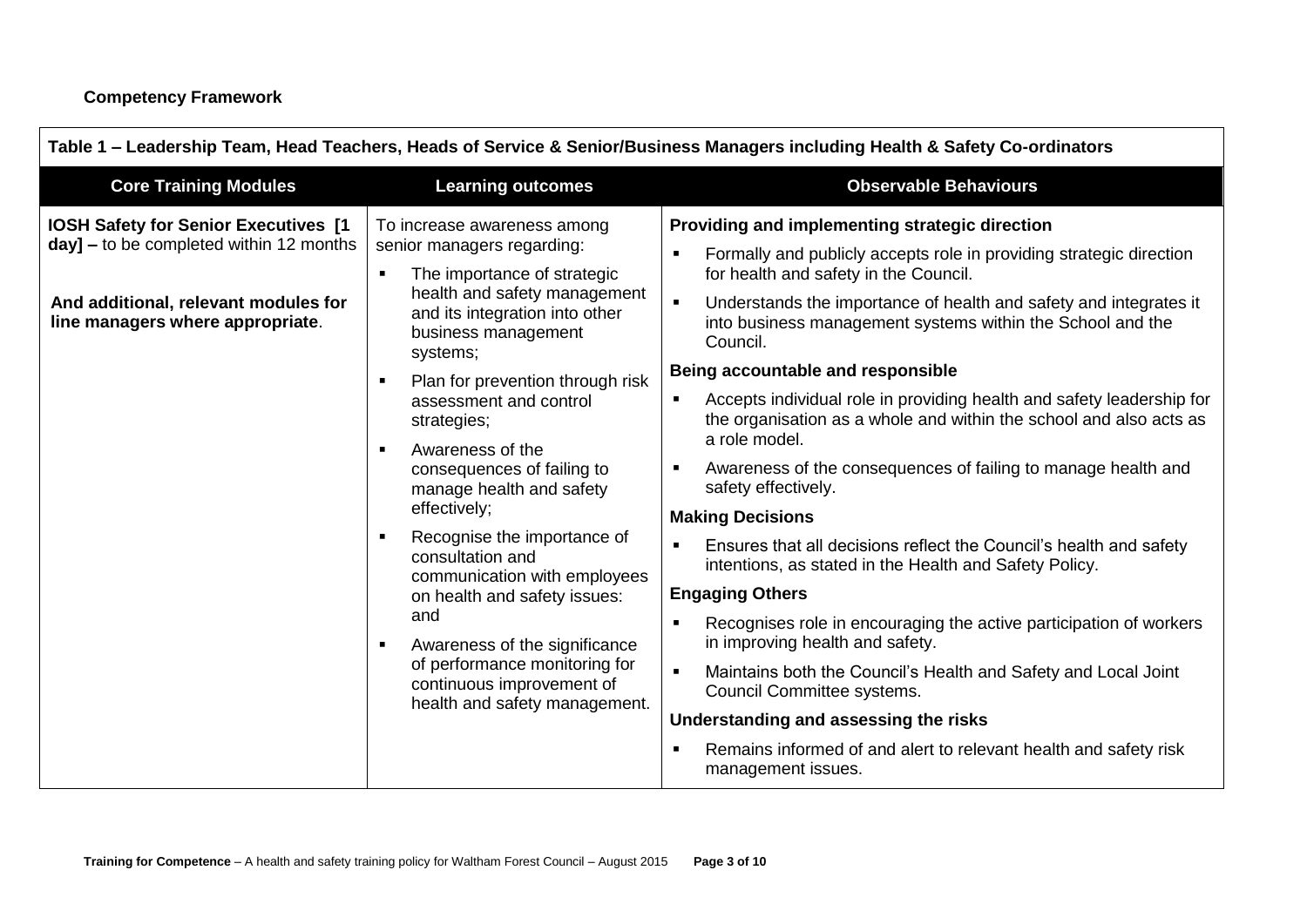**Competency Framework**

| Table 1 – Leadership Team, Head Teachers, Heads of Service & Senior/Business Managers including Health & Safety Co-ordinators | | |
|---|---|---|
| **Core Training Modules** | **Learning outcomes** | **Observable Behaviours** |
| **IOSH Safety for Senior Executives [1 day] –** to be completed within 12 months<br><br>**And additional, relevant modules for line managers where appropriate**. | To increase awareness among senior managers regarding:<br>▪ The importance of strategic health and safety management and its integration into other business management systems;<br>▪ Plan for prevention through risk assessment and control strategies;<br>▪ Awareness of the consequences of failing to manage health and safety effectively;<br>▪ Recognise the importance of consultation and communication with employees on health and safety issues: and<br>▪ Awareness of the significance of performance monitoring for continuous improvement of health and safety management. | **Providing and implementing strategic direction**<br>▪ Formally and publicly accepts role in providing strategic direction for health and safety in the Council.<br>▪ Understands the importance of health and safety and integrates it into business management systems within the School and the Council.<br>**Being accountable and responsible**<br>▪ Accepts individual role in providing health and safety leadership for the organisation as a whole and within the school and also acts as a role model.<br>▪ Awareness of the consequences of failing to manage health and safety effectively.<br>**Making Decisions**<br>▪ Ensures that all decisions reflect the Council's health and safety intentions, as stated in the Health and Safety Policy.<br>**Engaging Others**<br>▪ Recognises role in encouraging the active participation of workers in improving health and safety.<br>▪ Maintains both the Council's Health and Safety and Local Joint Council Committee systems.<br>**Understanding and assessing the risks**<br>▪ Remains informed of and alert to relevant health and safety risk management issues. |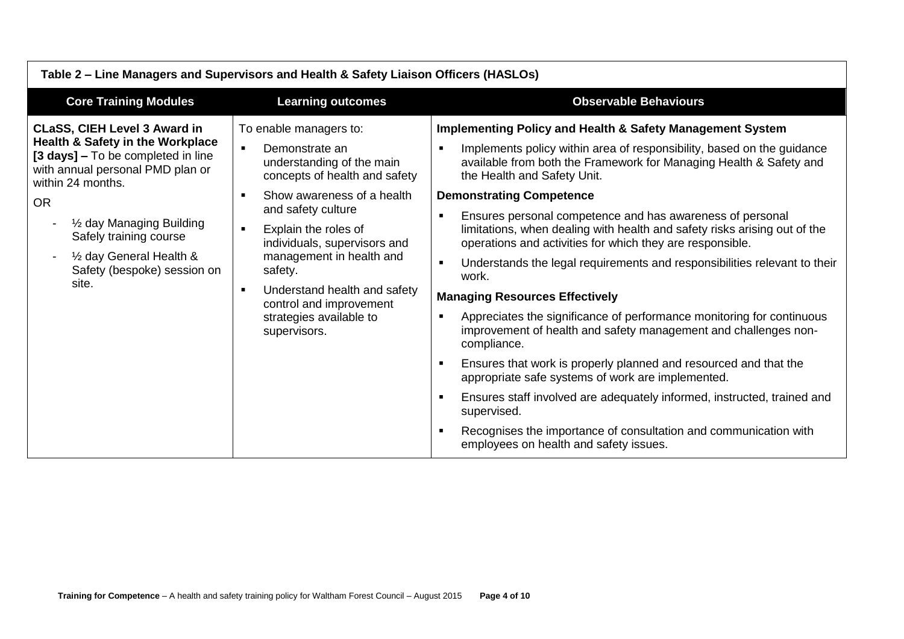**Table 2 – Line Managers and Supervisors and Health & Safety Liaison Officers (HASLOs)**

| Core Training Modules | Learning outcomes | Observable Behaviours |
|---|---|---|
| **CLaSS, CIEH Level 3 Award in Health & Safety in the Workplace [3 days] –** To be completed in line with annual personal PMD plan or within 24 months.<br><br>OR<br><br>- ½ day Managing Building Safely training course<br>- ½ day General Health & Safety (bespoke) session on site. | To enable managers to:<br><br>▪ Demonstrate an understanding of the main concepts of health and safety<br>▪ Show awareness of a health and safety culture<br>▪ Explain the roles of individuals, supervisors and management in health and safety.<br>▪ Understand health and safety control and improvement strategies available to supervisors. | **Implementing Policy and Health & Safety Management System**<br><br>▪ Implements policy within area of responsibility, based on the guidance available from both the Framework for Managing Health & Safety and the Health and Safety Unit.<br><br>**Demonstrating Competence**<br><br>▪ Ensures personal competence and has awareness of personal limitations, when dealing with health and safety risks arising out of the operations and activities for which they are responsible.<br>▪ Understands the legal requirements and responsibilities relevant to their work.<br><br>**Managing Resources Effectively**<br><br>▪ Appreciates the significance of performance monitoring for continuous improvement of health and safety management and challenges non-compliance.<br>▪ Ensures that work is properly planned and resourced and that the appropriate safe systems of work are implemented.<br>▪ Ensures staff involved are adequately informed, instructed, trained and supervised.<br>▪ Recognises the importance of consultation and communication with employees on health and safety issues. |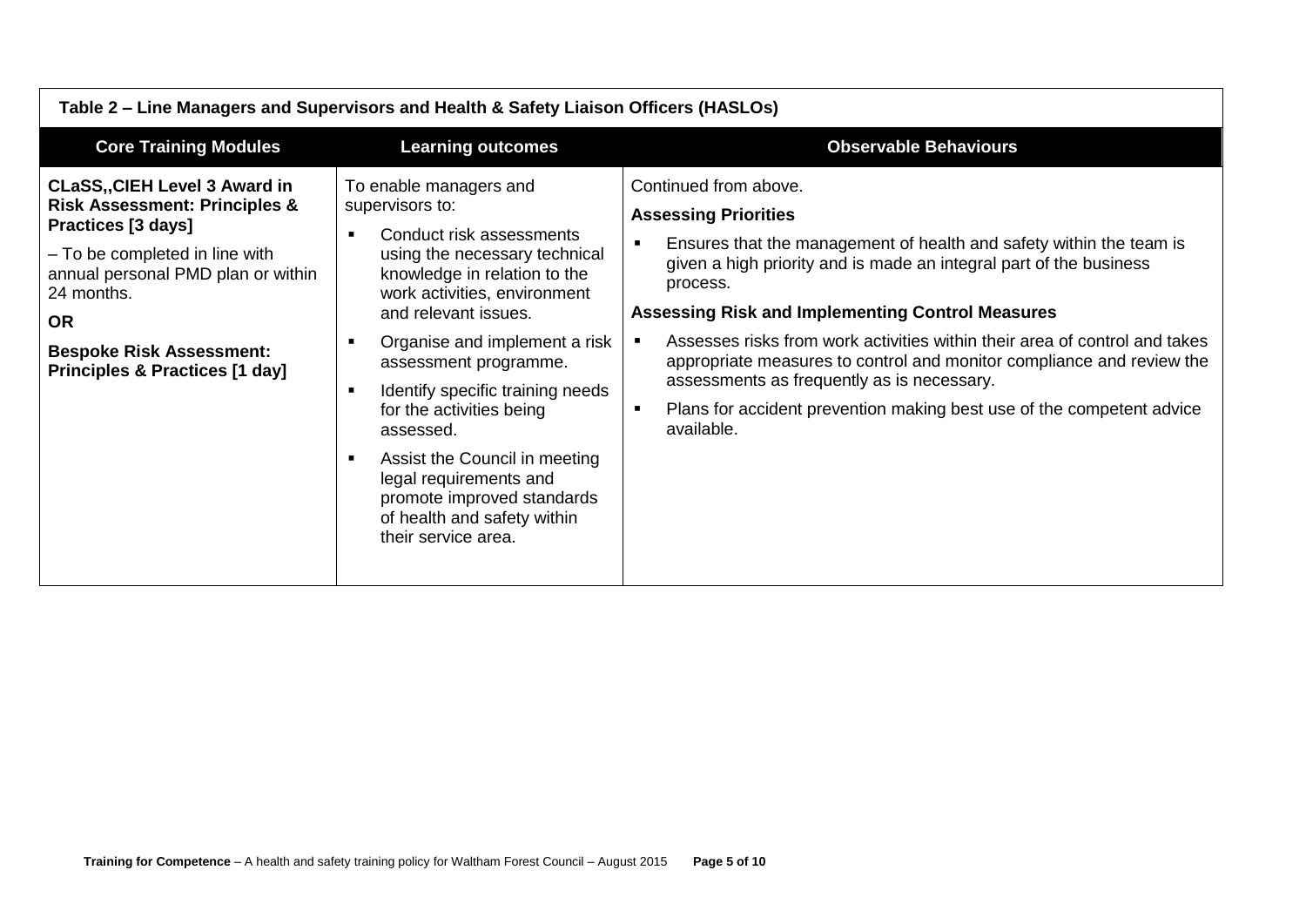**Table 2 – Line Managers and Supervisors and Health & Safety Liaison Officers (HASLOs)**

| Core Training Modules | Learning outcomes | Observable Behaviours |
|---|---|---|
| **CLaSS,,CIEH Level 3 Award in Risk Assessment: Principles & Practices [3 days]**<br><br>– To be completed in line with annual personal PMD plan or within 24 months.<br><br>**OR**<br><br>**Bespoke Risk Assessment: Principles & Practices [1 day]** | To enable managers and supervisors to:<br><br>▪ Conduct risk assessments using the necessary technical knowledge in relation to the work activities, environment and relevant issues.<br><br>▪ Organise and implement a risk assessment programme.<br><br>▪ Identify specific training needs for the activities being assessed.<br><br>▪ Assist the Council in meeting legal requirements and promote improved standards of health and safety within their service area. | Continued from above.<br><br>**Assessing Priorities**<br><br>▪ Ensures that the management of health and safety within the team is given a high priority and is made an integral part of the business process.<br><br>**Assessing Risk and Implementing Control Measures**<br><br>▪ Assesses risks from work activities within their area of control and takes appropriate measures to control and monitor compliance and review the assessments as frequently as is necessary.<br><br>▪ Plans for accident prevention making best use of the competent advice available. |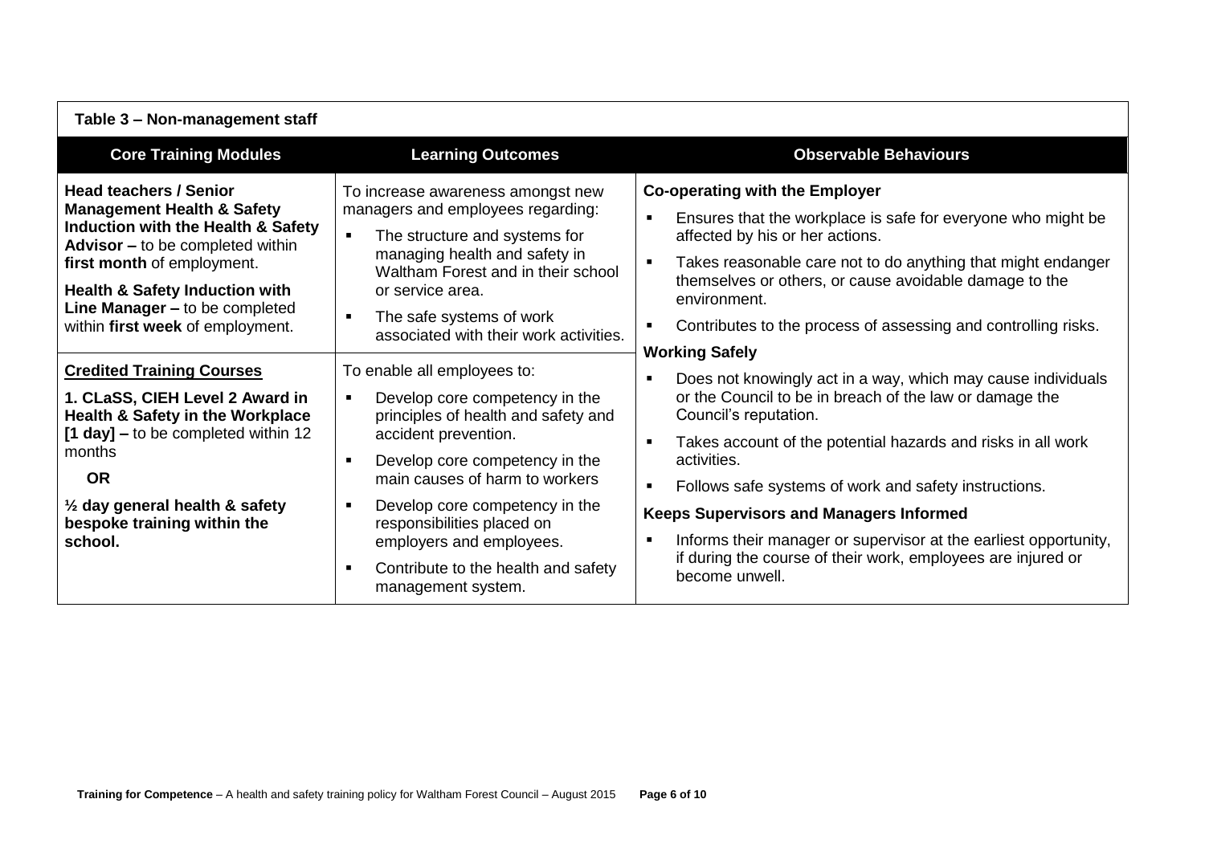**Table 3 – Non-management staff**

| Core Training Modules | Learning Outcomes | Observable Behaviours |
|---|---|---|
| **Head teachers / Senior Management Health & Safety Induction with the Health & Safety Advisor –** to be completed within **first month** of employment.<br><br>**Health & Safety Induction with Line Manager –** to be completed within **first week** of employment. | To increase awareness amongst new managers and employees regarding:<br>▪ The structure and systems for managing health and safety in Waltham Forest and in their school or service area.<br>▪ The safe systems of work associated with their work activities. | **Co-operating with the Employer**<br>▪ Ensures that the workplace is safe for everyone who might be affected by his or her actions.<br>▪ Takes reasonable care not to do anything that might endanger themselves or others, or cause avoidable damage to the environment.<br>▪ Contributes to the process of assessing and controlling risks.<br><br>**Working Safely**<br>▪ Does not knowingly act in a way, which may cause individuals or the Council to be in breach of the law or damage the Council's reputation.<br>▪ Takes account of the potential hazards and risks in all work activities.<br>▪ Follows safe systems of work and safety instructions.<br><br>**Keeps Supervisors and Managers Informed**<br>▪ Informs their manager or supervisor at the earliest opportunity, if during the course of their work, employees are injured or become unwell. |
| **Credited Training Courses**<br><br>**1. CLaSS, CIEH Level 2 Award in Health & Safety in the Workplace [1 day] –** to be completed within 12 months<br><br>**OR**<br><br>**½ day general health & safety bespoke training within the school.** | To enable all employees to:<br>▪ Develop core competency in the principles of health and safety and accident prevention.<br>▪ Develop core competency in the main causes of harm to workers<br>▪ Develop core competency in the responsibilities placed on employers and employees.<br>▪ Contribute to the health and safety management system. | |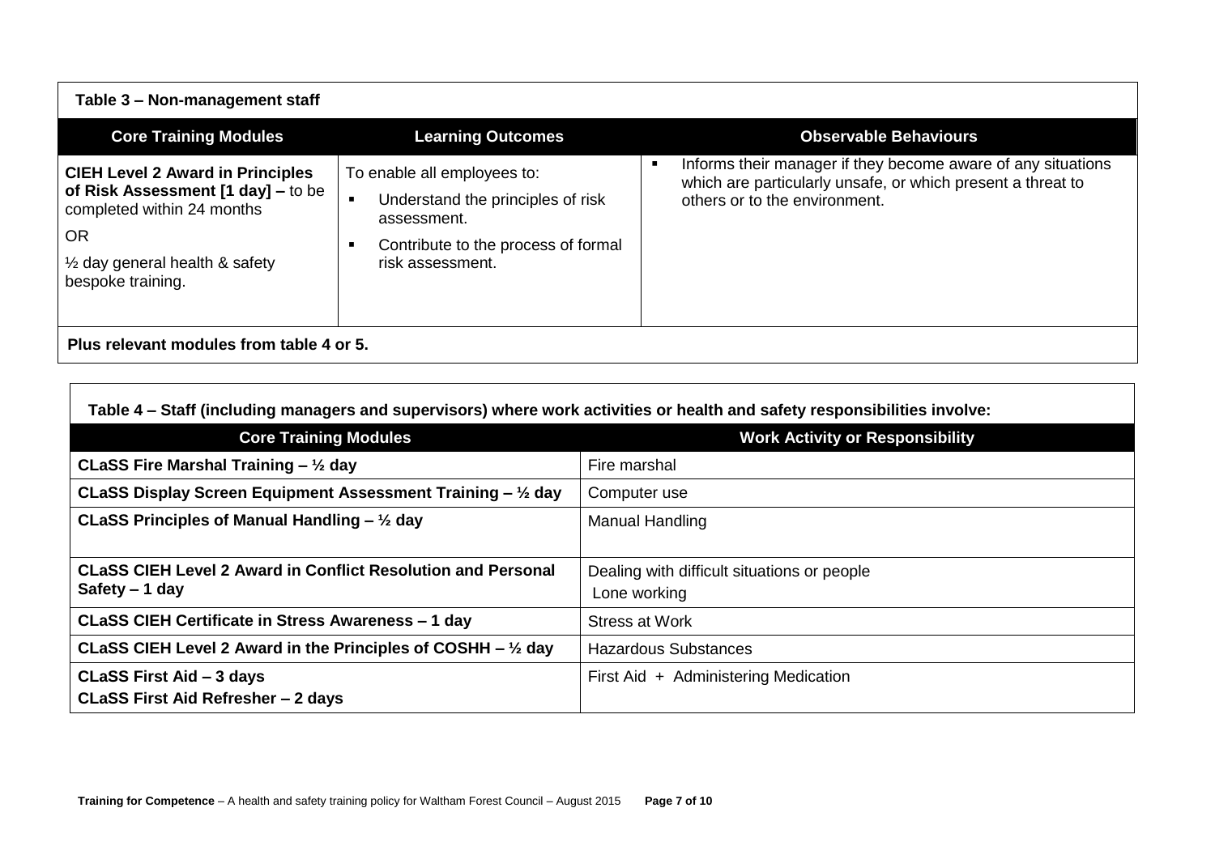**Table 3 – Non-management staff**

| Core Training Modules | Learning Outcomes | Observable Behaviours |
|---|---|---|
| **CIEH Level 2 Award in Principles of Risk Assessment [1 day] –** to be completed within 24 months<br><br>OR<br><br>½ day general health & safety bespoke training. | To enable all employees to:<br>▪ Understand the principles of risk assessment.<br>▪ Contribute to the process of formal risk assessment. | ▪ Informs their manager if they become aware of any situations which are particularly unsafe, or which present a threat to others or to the environment. |
| **Plus relevant modules from table 4 or 5.** | | |

**Table 4 – Staff (including managers and supervisors) where work activities or health and safety responsibilities involve:**

| Core Training Modules | Work Activity or Responsibility |
|---|---|
| **CLaSS Fire Marshal Training – ½ day** | Fire marshal |
| **CLaSS Display Screen Equipment Assessment Training – ½ day** | Computer use |
| **CLaSS Principles of Manual Handling – ½ day** | Manual Handling |
| **CLaSS CIEH Level 2 Award in Conflict Resolution and Personal Safety – 1 day** | Dealing with difficult situations or people<br>Lone working |
| **CLaSS CIEH Certificate in Stress Awareness – 1 day** | Stress at Work |
| **CLaSS CIEH Level 2 Award in the Principles of COSHH – ½ day** | Hazardous Substances |
| **CLaSS First Aid – 3 days**<br>**CLaSS First Aid Refresher – 2 days** | First Aid + Administering Medication |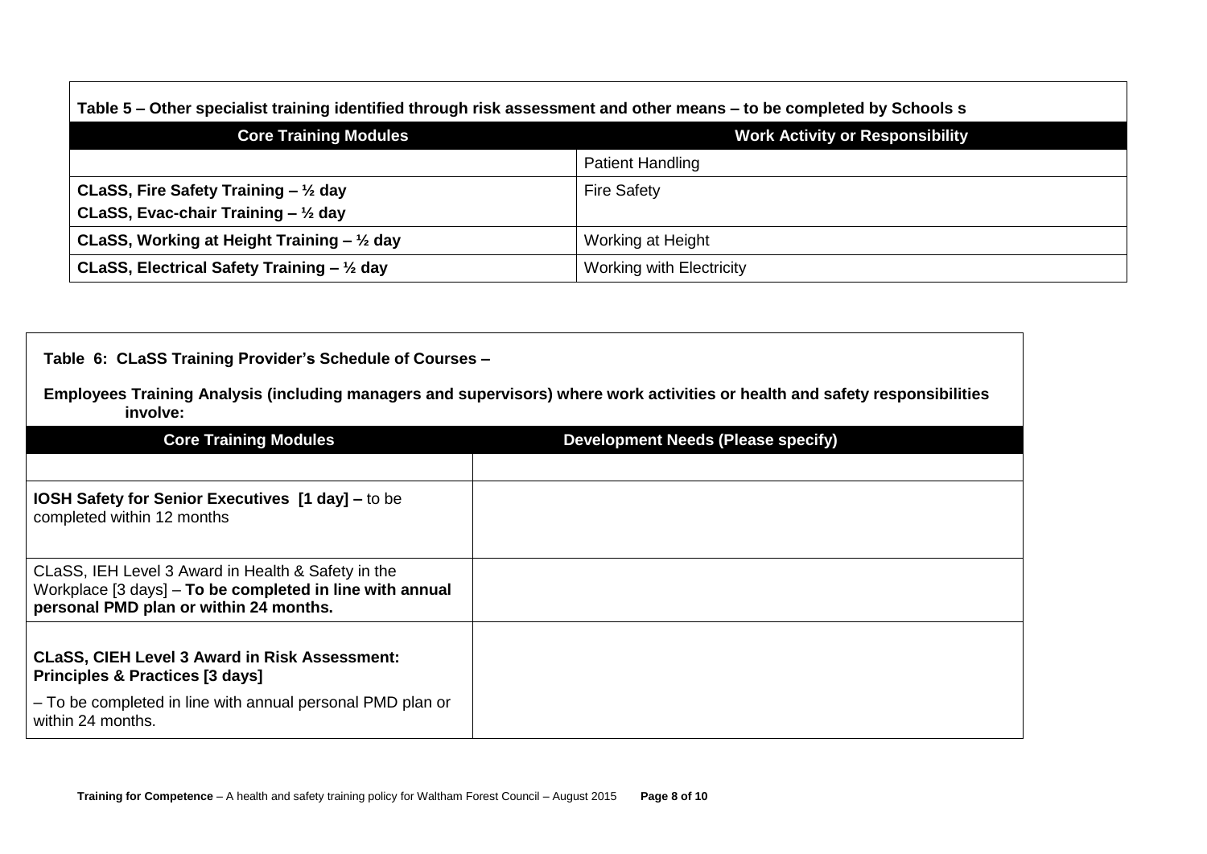**Table 5 – Other specialist training identified through risk assessment and other means – to be completed by Schools s**

| Core Training Modules | Work Activity or Responsibility |
| --- | --- |
| | Patient Handling |
| **CLaSS, Fire Safety Training – ½ day**<br>**CLaSS, Evac-chair Training – ½ day** | Fire Safety |
| **CLaSS, Working at Height Training – ½ day** | Working at Height |
| **CLaSS, Electrical Safety Training – ½ day** | Working with Electricity |

**Table 6: CLaSS Training Provider's Schedule of Courses –**

**Employees Training Analysis (including managers and supervisors) where work activities or health and safety responsibilities involve:**

| Core Training Modules | Development Needs (Please specify) |
| --- | --- |
| | |
| **IOSH Safety for Senior Executives [1 day] –** to be completed within 12 months | |
| CLaSS, IEH Level 3 Award in Health & Safety in the Workplace [3 days] – **To be completed in line with annual personal PMD plan or within 24 months.** | |
| **CLaSS, CIEH Level 3 Award in Risk Assessment: Principles & Practices [3 days]**<br>– To be completed in line with annual personal PMD plan or within 24 months. | |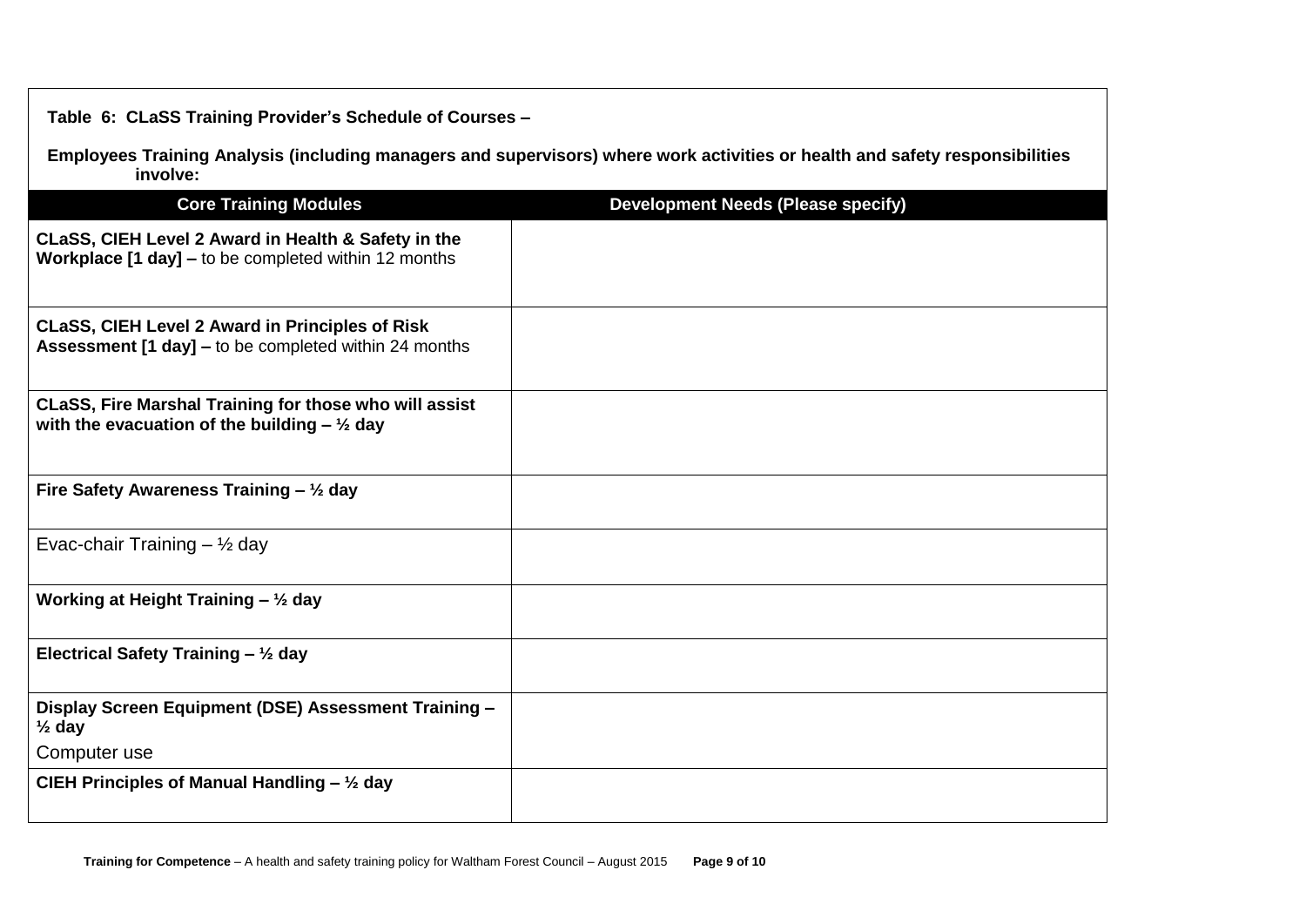**Table 6: CLaSS Training Provider's Schedule of Courses –**

**Employees Training Analysis (including managers and supervisors) where work activities or health and safety responsibilities involve:**

| Core Training Modules | Development Needs (Please specify) |
|---|---|
| **CLaSS, CIEH Level 2 Award in Health & Safety in the Workplace [1 day] –** to be completed within 12 months | |
| **CLaSS, CIEH Level 2 Award in Principles of Risk Assessment [1 day] –** to be completed within 24 months | |
| **CLaSS, Fire Marshal Training for those who will assist with the evacuation of the building – ½ day** | |
| **Fire Safety Awareness Training – ½ day** | |
| Evac-chair Training – ½ day | |
| **Working at Height Training – ½ day** | |
| **Electrical Safety Training – ½ day** | |
| **Display Screen Equipment (DSE) Assessment Training – ½ day** Computer use | |
| **CIEH Principles of Manual Handling – ½ day** | |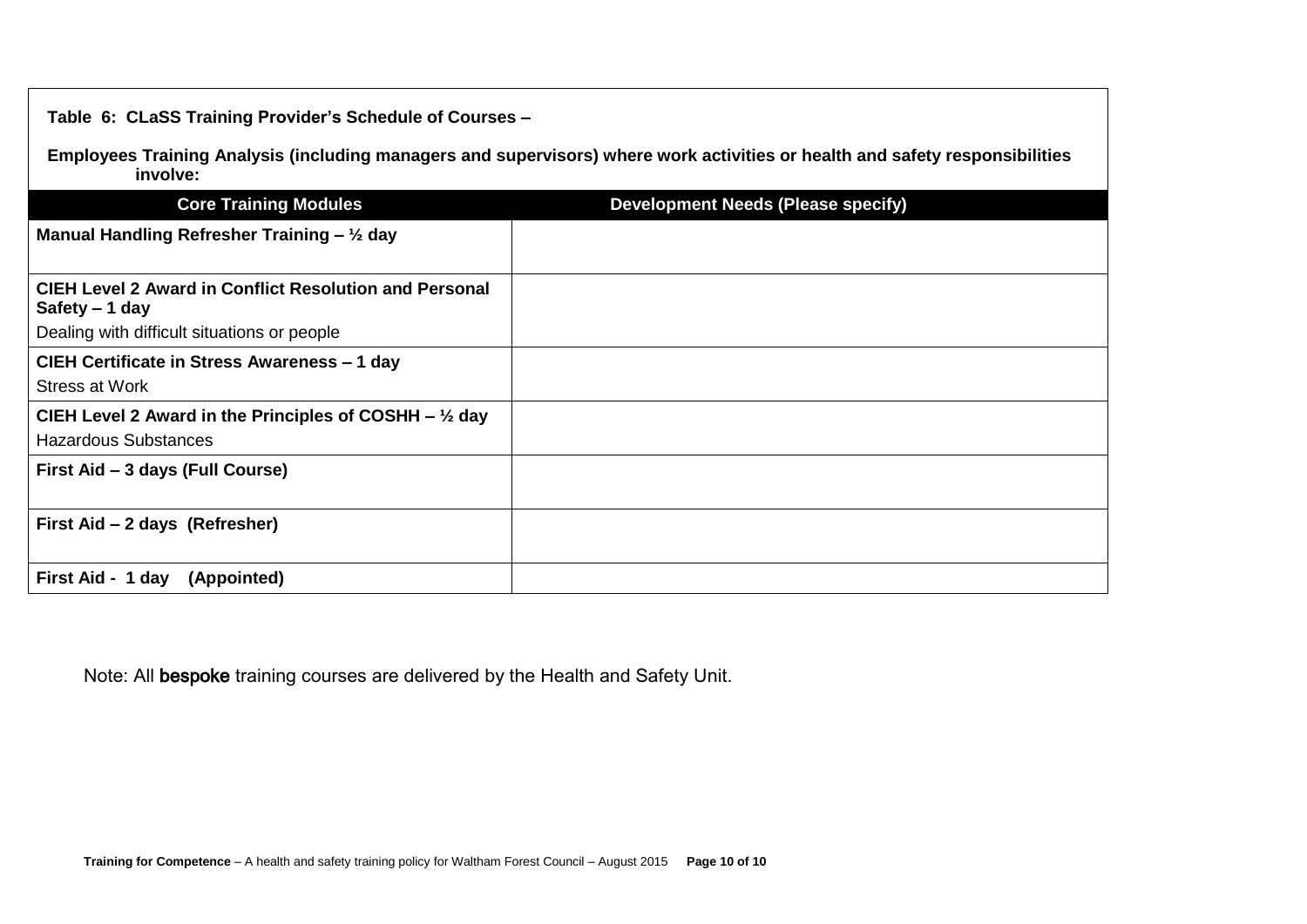**Table 6: CLaSS Training Provider's Schedule of Courses –**

**Employees Training Analysis (including managers and supervisors) where work activities or health and safety responsibilities involve:**

| Core Training Modules | Development Needs (Please specify) |
| --- | --- |
| **Manual Handling Refresher Training – ½ day** | |
| **CIEH Level 2 Award in Conflict Resolution and Personal Safety – 1 day**<br>Dealing with difficult situations or people | |
| **CIEH Certificate in Stress Awareness – 1 day**<br>Stress at Work | |
| **CIEH Level 2 Award in the Principles of COSHH – ½ day**<br>Hazardous Substances | |
| **First Aid – 3 days (Full Course)** | |
| **First Aid – 2 days (Refresher)** | |
| **First Aid - 1 day (Appointed)** | |

Note: All **bespoke** training courses are delivered by the Health and Safety Unit.